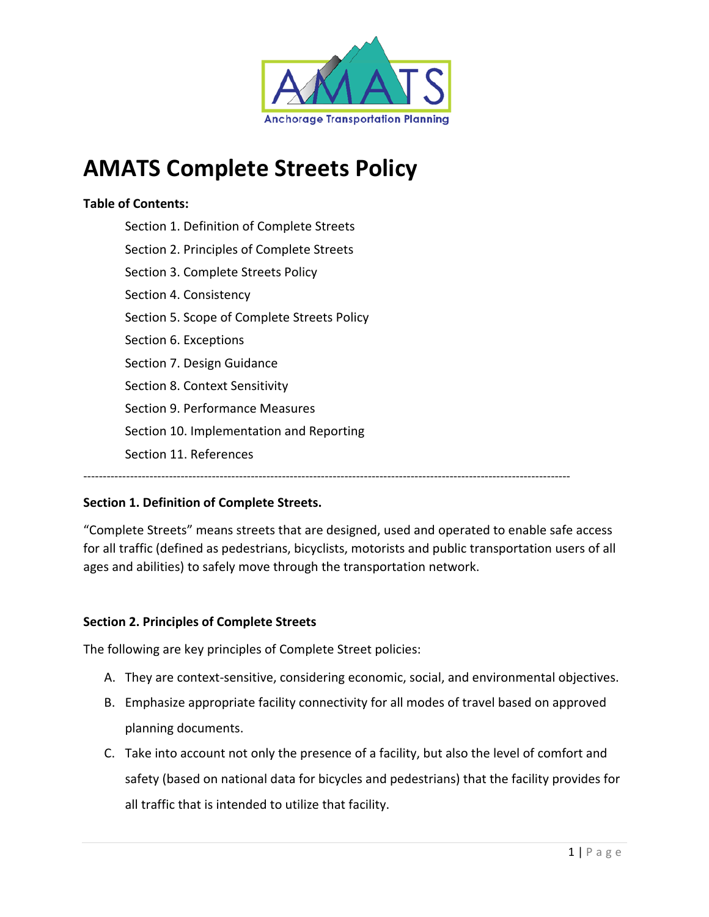# AMATS Complete Streets Policy

**Table of Contents:**

- Section 1. Definition of Complete Streets
- Section 2. Principles of Complete Streets
- Section 3. Complete Streets Policy
- Section 4. Consistency
- Section 5. Scope of Complete Streets Policy
- Section 6. Exceptions
- Section 7. Design Guidance
- Section 8. Context Sensitivity
- Section 9. Performance Measures
- Section 10. Implementation and Reporting
- Section 11. References

---

**Section 1. Definition of Complete Streets.**

"Complete Streets" means streets that are designed, used and operated to enable safe access for all traffic (defined as pedestrians, bicyclists, motorists and public transportation users of all ages and abilities) to safely move through the transportation network.

**Section 2. Principles of Complete Streets**

The following are key principles of Complete Street policies:

A. They are context-sensitive, considering economic, social, and environmental objectives.

B. Emphasize appropriate facility connectivity for all modes of travel based on approved planning documents.

C. Take into account not only the presence of a facility, but also the level of comfort and safety (based on national data for bicycles and pedestrians) that the facility provides for all traffic that is intended to utilize that facility.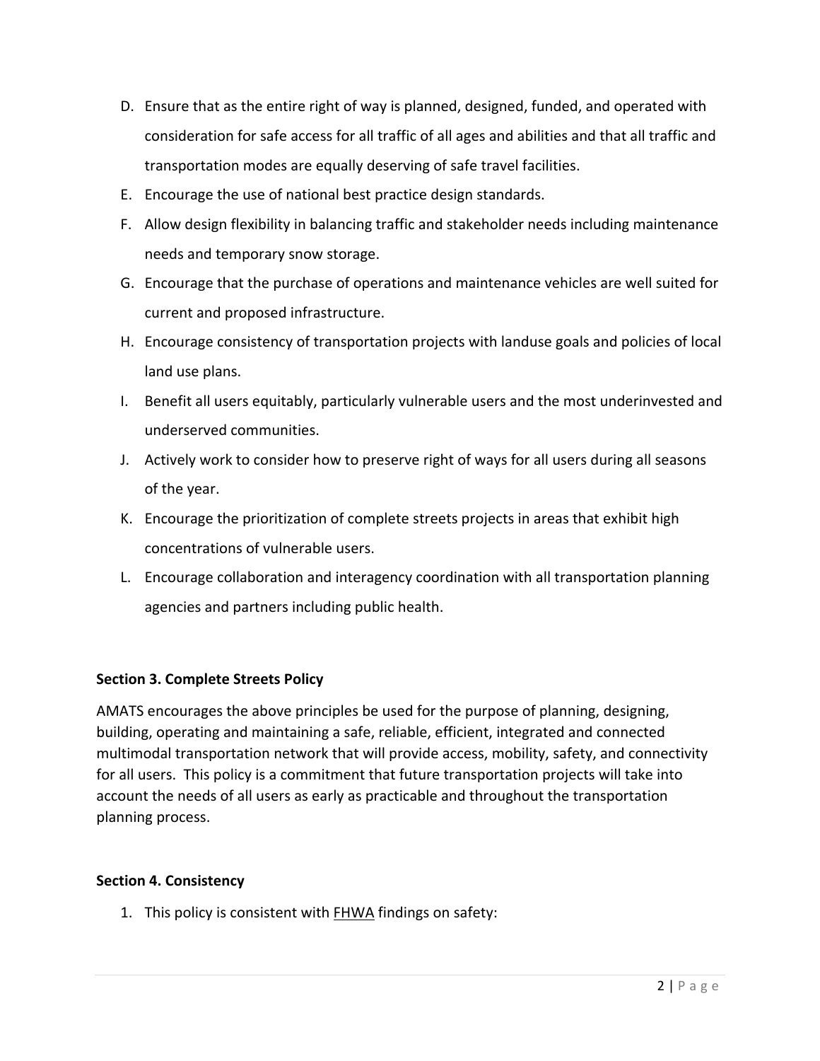D. Ensure that as the entire right of way is planned, designed, funded, and operated with consideration for safe access for all traffic of all ages and abilities and that all traffic and transportation modes are equally deserving of safe travel facilities.
E. Encourage the use of national best practice design standards.
F. Allow design flexibility in balancing traffic and stakeholder needs including maintenance needs and temporary snow storage.
G. Encourage that the purchase of operations and maintenance vehicles are well suited for current and proposed infrastructure.
H. Encourage consistency of transportation projects with landuse goals and policies of local land use plans.
I. Benefit all users equitably, particularly vulnerable users and the most underinvested and underserved communities.
J. Actively work to consider how to preserve right of ways for all users during all seasons of the year.
K. Encourage the prioritization of complete streets projects in areas that exhibit high concentrations of vulnerable users.
L. Encourage collaboration and interagency coordination with all transportation planning agencies and partners including public health.

**Section 3. Complete Streets Policy**

AMATS encourages the above principles be used for the purpose of planning, designing, building, operating and maintaining a safe, reliable, efficient, integrated and connected multimodal transportation network that will provide access, mobility, safety, and connectivity for all users. This policy is a commitment that future transportation projects will take into account the needs of all users as early as practicable and throughout the transportation planning process.

**Section 4. Consistency**

1. This policy is consistent with FHWA findings on safety: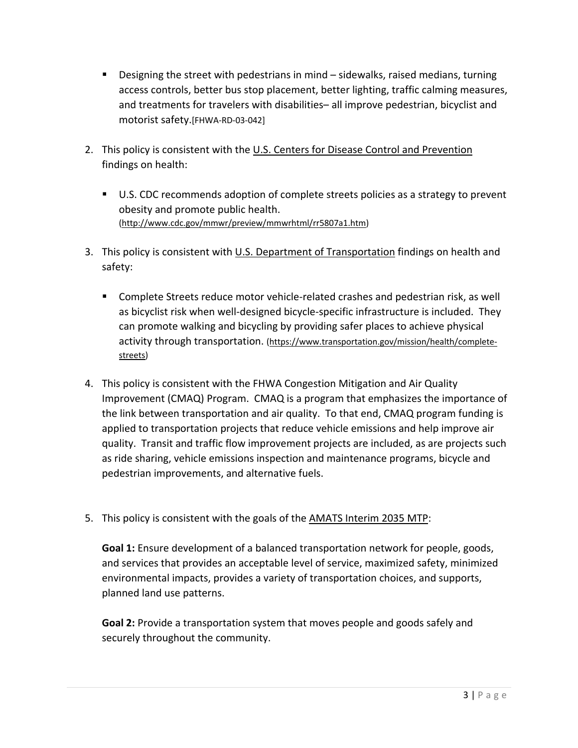- Designing the street with pedestrians in mind – sidewalks, raised medians, turning access controls, better bus stop placement, better lighting, traffic calming measures, and treatments for travelers with disabilities– all improve pedestrian, bicyclist and motorist safety.[FHWA-RD-03-042]

2. This policy is consistent with the U.S. Centers for Disease Control and Prevention findings on health:

   - U.S. CDC recommends adoption of complete streets policies as a strategy to prevent obesity and promote public health. (http://www.cdc.gov/mmwr/preview/mmwrhtml/rr5807a1.htm)

3. This policy is consistent with U.S. Department of Transportation findings on health and safety:

   - Complete Streets reduce motor vehicle-related crashes and pedestrian risk, as well as bicyclist risk when well-designed bicycle-specific infrastructure is included. They can promote walking and bicycling by providing safer places to achieve physical activity through transportation. (https://www.transportation.gov/mission/health/complete-streets)

4. This policy is consistent with the FHWA Congestion Mitigation and Air Quality Improvement (CMAQ) Program. CMAQ is a program that emphasizes the importance of the link between transportation and air quality. To that end, CMAQ program funding is applied to transportation projects that reduce vehicle emissions and help improve air quality. Transit and traffic flow improvement projects are included, as are projects such as ride sharing, vehicle emissions inspection and maintenance programs, bicycle and pedestrian improvements, and alternative fuels.

5. This policy is consistent with the goals of the AMATS Interim 2035 MTP:

   **Goal 1:** Ensure development of a balanced transportation network for people, goods, and services that provides an acceptable level of service, maximized safety, minimized environmental impacts, provides a variety of transportation choices, and supports, planned land use patterns.

   **Goal 2:** Provide a transportation system that moves people and goods safely and securely throughout the community.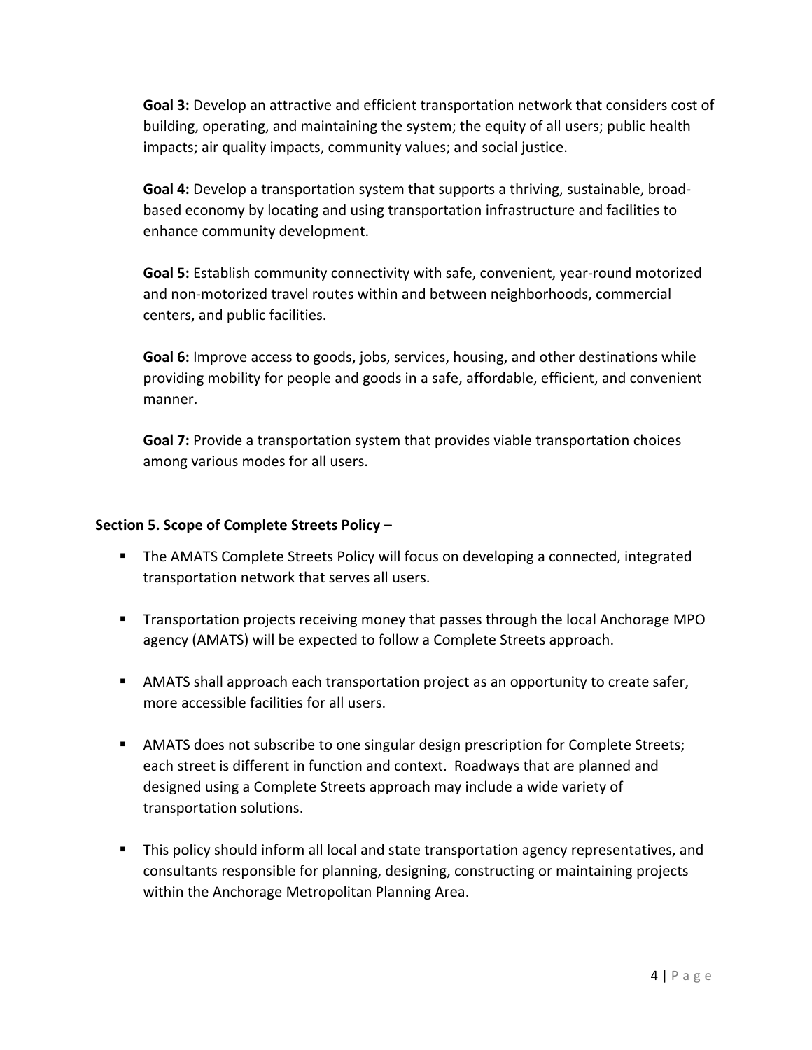**Goal 3:** Develop an attractive and efficient transportation network that considers cost of building, operating, and maintaining the system; the equity of all users; public health impacts; air quality impacts, community values; and social justice.

**Goal 4:** Develop a transportation system that supports a thriving, sustainable, broad-based economy by locating and using transportation infrastructure and facilities to enhance community development.

**Goal 5:** Establish community connectivity with safe, convenient, year-round motorized and non-motorized travel routes within and between neighborhoods, commercial centers, and public facilities.

**Goal 6:** Improve access to goods, jobs, services, housing, and other destinations while providing mobility for people and goods in a safe, affordable, efficient, and convenient manner.

**Goal 7:** Provide a transportation system that provides viable transportation choices among various modes for all users.

**Section 5. Scope of Complete Streets Policy –**

- The AMATS Complete Streets Policy will focus on developing a connected, integrated transportation network that serves all users.
- Transportation projects receiving money that passes through the local Anchorage MPO agency (AMATS) will be expected to follow a Complete Streets approach.
- AMATS shall approach each transportation project as an opportunity to create safer, more accessible facilities for all users.
- AMATS does not subscribe to one singular design prescription for Complete Streets; each street is different in function and context. Roadways that are planned and designed using a Complete Streets approach may include a wide variety of transportation solutions.
- This policy should inform all local and state transportation agency representatives, and consultants responsible for planning, designing, constructing or maintaining projects within the Anchorage Metropolitan Planning Area.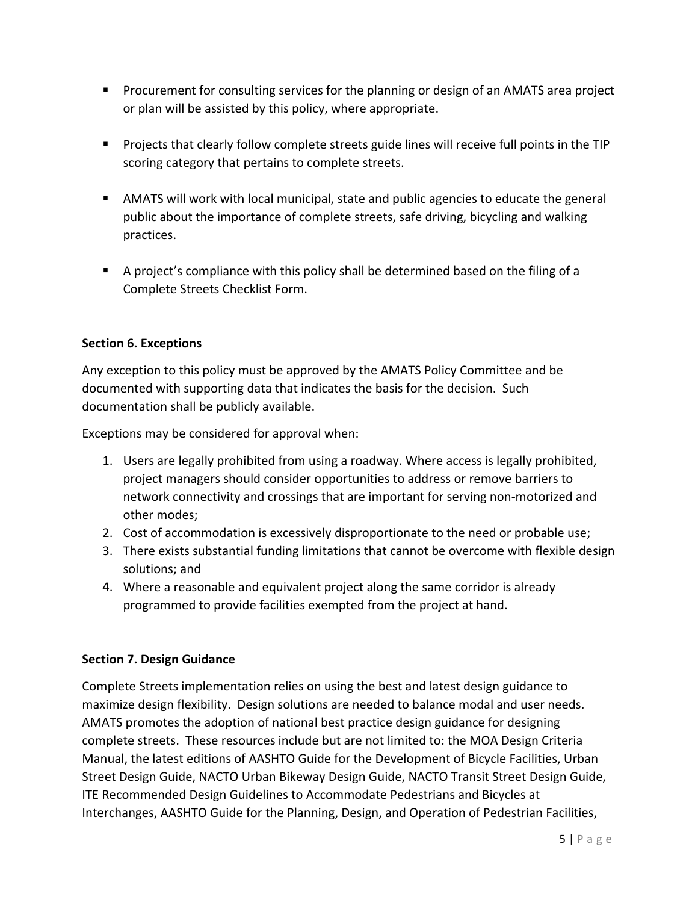- Procurement for consulting services for the planning or design of an AMATS area project or plan will be assisted by this policy, where appropriate.

- Projects that clearly follow complete streets guide lines will receive full points in the TIP scoring category that pertains to complete streets.

- AMATS will work with local municipal, state and public agencies to educate the general public about the importance of complete streets, safe driving, bicycling and walking practices.

- A project's compliance with this policy shall be determined based on the filing of a Complete Streets Checklist Form.

**Section 6. Exceptions**

Any exception to this policy must be approved by the AMATS Policy Committee and be documented with supporting data that indicates the basis for the decision. Such documentation shall be publicly available.

Exceptions may be considered for approval when:

1. Users are legally prohibited from using a roadway. Where access is legally prohibited, project managers should consider opportunities to address or remove barriers to network connectivity and crossings that are important for serving non-motorized and other modes;
2. Cost of accommodation is excessively disproportionate to the need or probable use;
3. There exists substantial funding limitations that cannot be overcome with flexible design solutions; and
4. Where a reasonable and equivalent project along the same corridor is already programmed to provide facilities exempted from the project at hand.

**Section 7. Design Guidance**

Complete Streets implementation relies on using the best and latest design guidance to maximize design flexibility. Design solutions are needed to balance modal and user needs. AMATS promotes the adoption of national best practice design guidance for designing complete streets. These resources include but are not limited to: the MOA Design Criteria Manual, the latest editions of AASHTO Guide for the Development of Bicycle Facilities, Urban Street Design Guide, NACTO Urban Bikeway Design Guide, NACTO Transit Street Design Guide, ITE Recommended Design Guidelines to Accommodate Pedestrians and Bicycles at Interchanges, AASHTO Guide for the Planning, Design, and Operation of Pedestrian Facilities,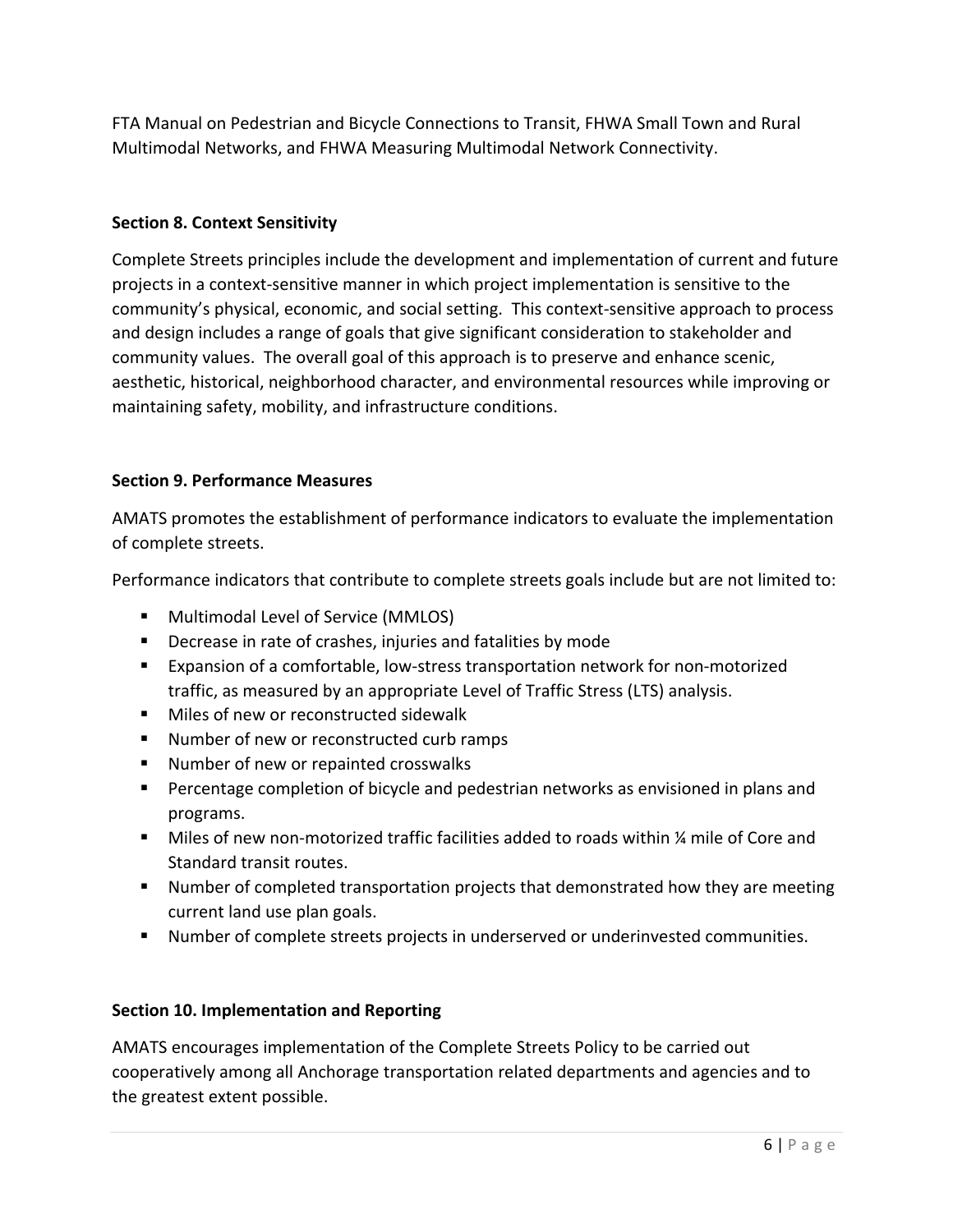FTA Manual on Pedestrian and Bicycle Connections to Transit, FHWA Small Town and Rural Multimodal Networks, and FHWA Measuring Multimodal Network Connectivity.

**Section 8. Context Sensitivity**

Complete Streets principles include the development and implementation of current and future projects in a context-sensitive manner in which project implementation is sensitive to the community's physical, economic, and social setting. This context-sensitive approach to process and design includes a range of goals that give significant consideration to stakeholder and community values. The overall goal of this approach is to preserve and enhance scenic, aesthetic, historical, neighborhood character, and environmental resources while improving or maintaining safety, mobility, and infrastructure conditions.

**Section 9. Performance Measures**

AMATS promotes the establishment of performance indicators to evaluate the implementation of complete streets.

Performance indicators that contribute to complete streets goals include but are not limited to:

- Multimodal Level of Service (MMLOS)
- Decrease in rate of crashes, injuries and fatalities by mode
- Expansion of a comfortable, low-stress transportation network for non-motorized traffic, as measured by an appropriate Level of Traffic Stress (LTS) analysis.
- Miles of new or reconstructed sidewalk
- Number of new or reconstructed curb ramps
- Number of new or repainted crosswalks
- Percentage completion of bicycle and pedestrian networks as envisioned in plans and programs.
- Miles of new non-motorized traffic facilities added to roads within ¼ mile of Core and Standard transit routes.
- Number of completed transportation projects that demonstrated how they are meeting current land use plan goals.
- Number of complete streets projects in underserved or underinvested communities.

**Section 10. Implementation and Reporting**

AMATS encourages implementation of the Complete Streets Policy to be carried out cooperatively among all Anchorage transportation related departments and agencies and to the greatest extent possible.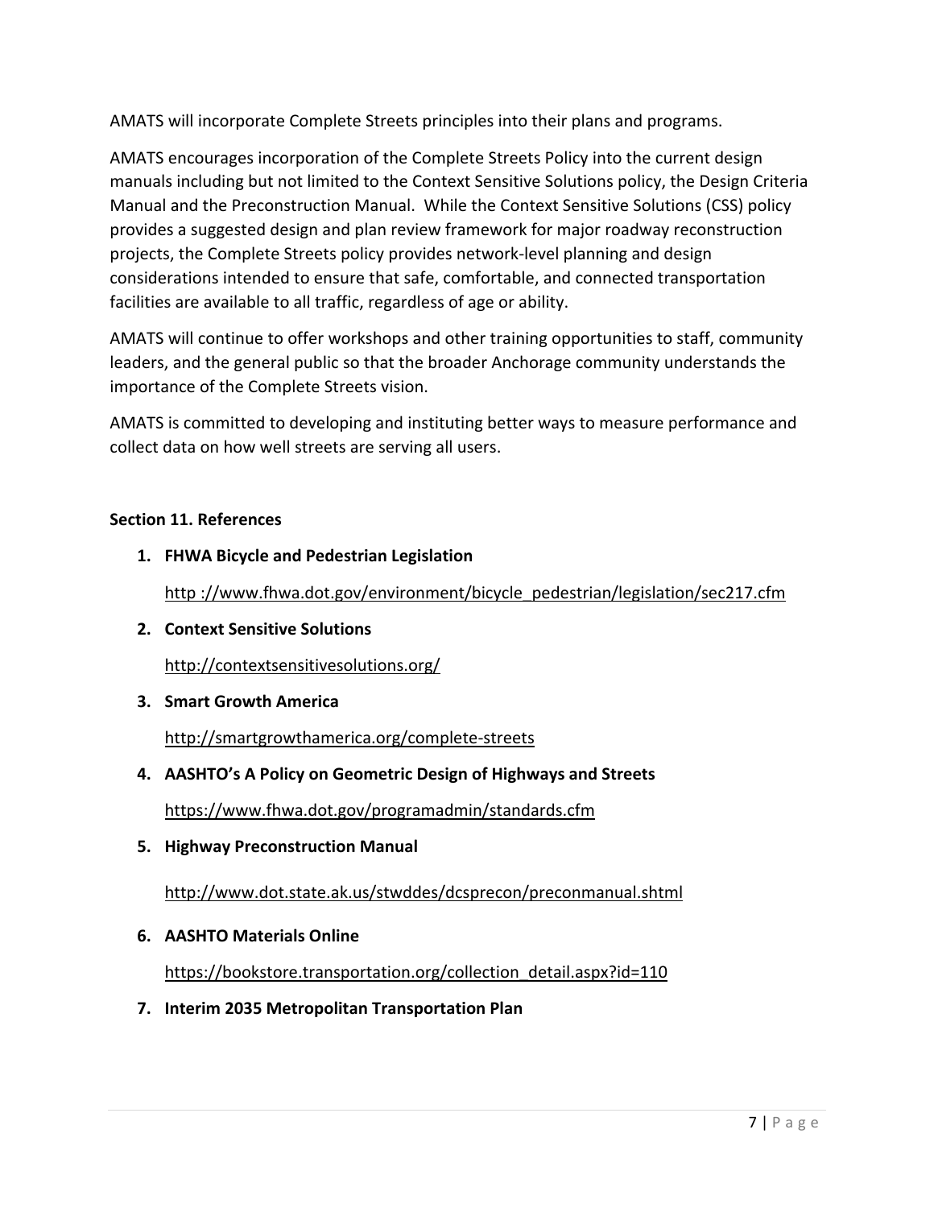AMATS will incorporate Complete Streets principles into their plans and programs.

AMATS encourages incorporation of the Complete Streets Policy into the current design manuals including but not limited to the Context Sensitive Solutions policy, the Design Criteria Manual and the Preconstruction Manual. While the Context Sensitive Solutions (CSS) policy provides a suggested design and plan review framework for major roadway reconstruction projects, the Complete Streets policy provides network-level planning and design considerations intended to ensure that safe, comfortable, and connected transportation facilities are available to all traffic, regardless of age or ability.

AMATS will continue to offer workshops and other training opportunities to staff, community leaders, and the general public so that the broader Anchorage community understands the importance of the Complete Streets vision.

AMATS is committed to developing and instituting better ways to measure performance and collect data on how well streets are serving all users.

### Section 11. References

1. **FHWA Bicycle and Pedestrian Legislation**

   http ://www.fhwa.dot.gov/environment/bicycle_pedestrian/legislation/sec217.cfm

2. **Context Sensitive Solutions**

   http://contextsensitivesolutions.org/

3. **Smart Growth America**

   http://smartgrowthamerica.org/complete-streets

4. **AASHTO's A Policy on Geometric Design of Highways and Streets**

   https://www.fhwa.dot.gov/programadmin/standards.cfm

5. **Highway Preconstruction Manual**

   http://www.dot.state.ak.us/stwddes/dcsprecon/preconmanual.shtml

6. **AASHTO Materials Online**

   https://bookstore.transportation.org/collection_detail.aspx?id=110

7. **Interim 2035 Metropolitan Transportation Plan**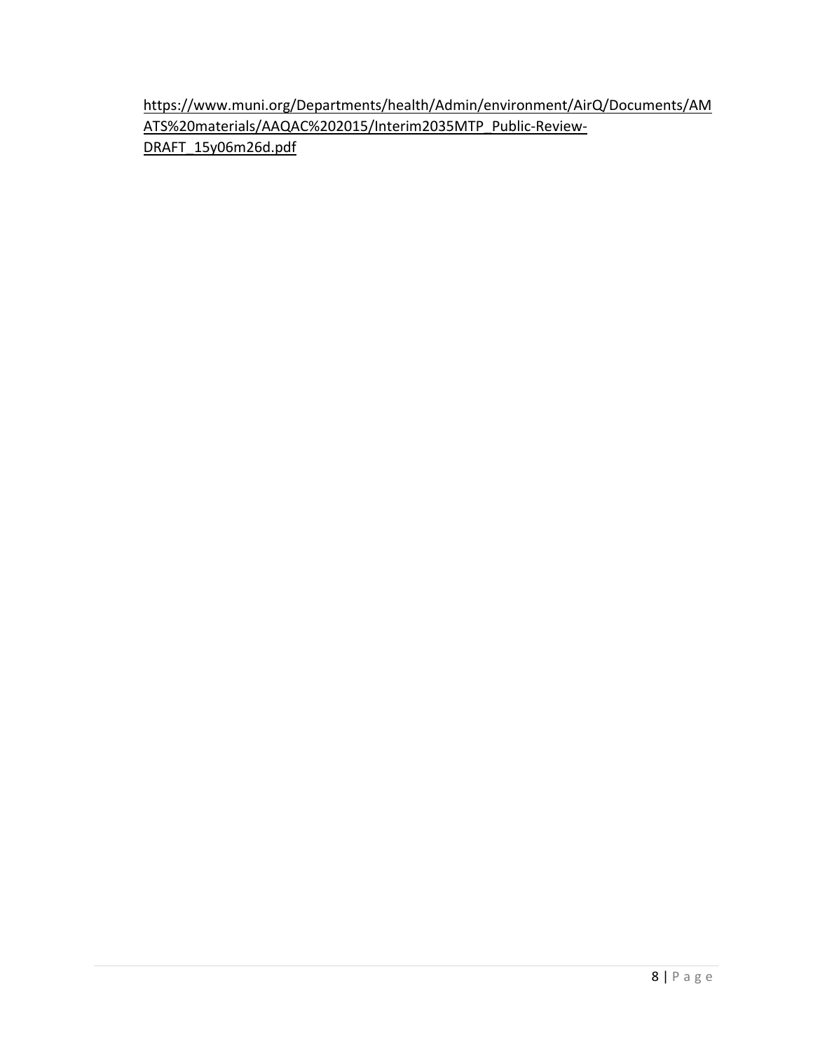https://www.muni.org/Departments/health/Admin/environment/AirQ/Documents/AMATS%20materials/AAQAC%202015/Interim2035MTP_Public-Review-DRAFT_15y06m26d.pdf